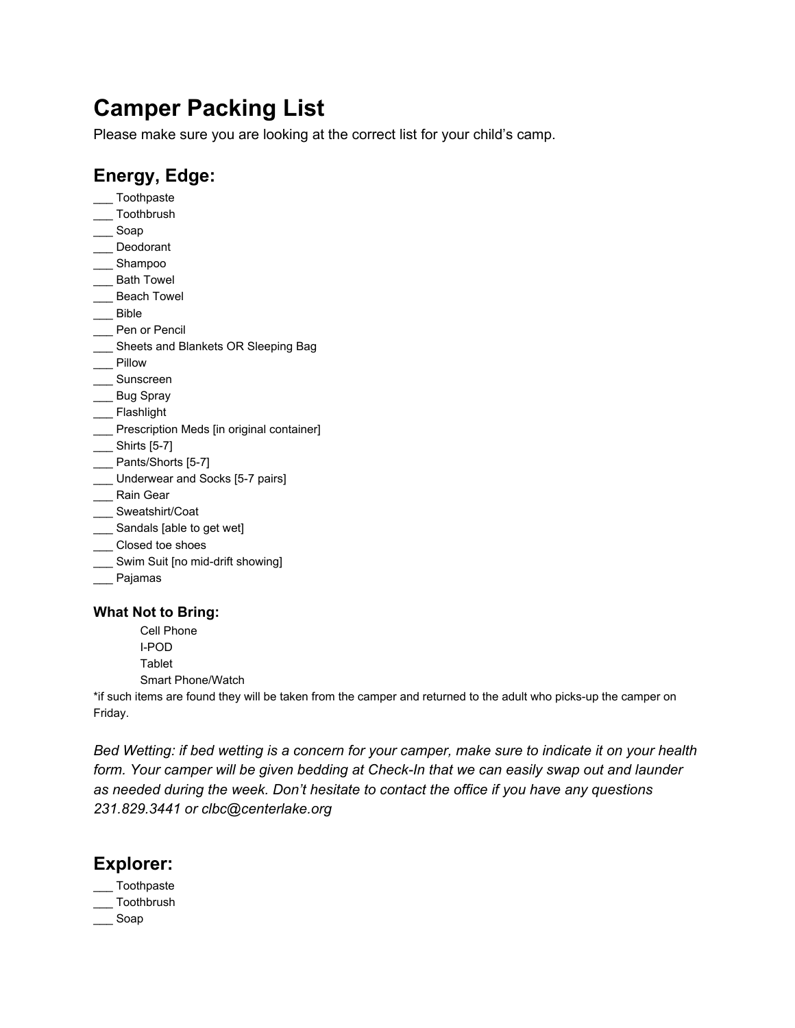# Camper Packing List

Please make sure you are looking at the correct list for your child's camp.

## Energy, Edge:

___ Toothpaste
___ Toothbrush
___ Soap
___ Deodorant
___ Shampoo
___ Bath Towel
___ Beach Towel
___ Bible
___ Pen or Pencil
___ Sheets and Blankets OR Sleeping Bag
___ Pillow
___ Sunscreen
___ Bug Spray
___ Flashlight
___ Prescription Meds [in original container]
___ Shirts [5-7]
___ Pants/Shorts [5-7]
___ Underwear and Socks [5-7 pairs]
___ Rain Gear
___ Sweatshirt/Coat
___ Sandals [able to get wet]
___ Closed toe shoes
___ Swim Suit [no mid-drift showing]
___ Pajamas

### What Not to Bring:

Cell Phone
I-POD
Tablet
Smart Phone/Watch

*if such items are found they will be taken from the camper and returned to the adult who picks-up the camper on Friday.

*Bed Wetting: if bed wetting is a concern for your camper, make sure to indicate it on your health form. Your camper will be given bedding at Check-In that we can easily swap out and launder as needed during the week. Don't hesitate to contact the office if you have any questions 231.829.3441 or clbc@centerlake.org*

## Explorer:

___ Toothpaste
___ Toothbrush
___ Soap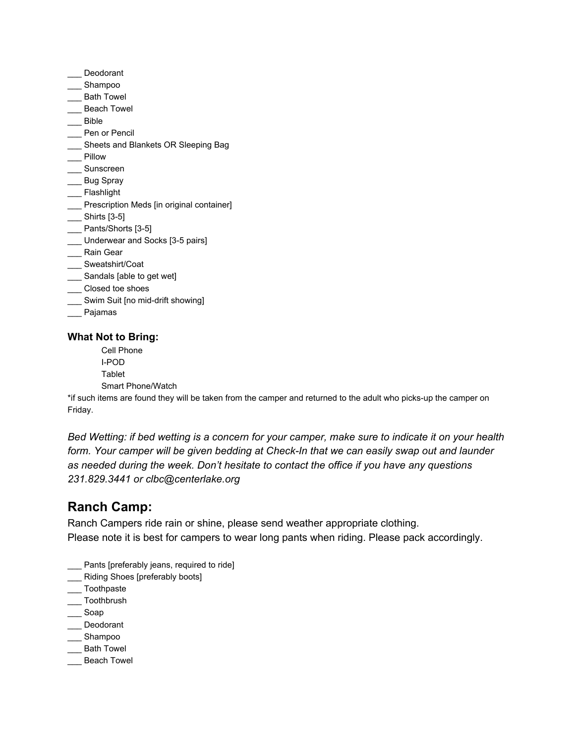___ Deodorant
___ Shampoo
___ Bath Towel
___ Beach Towel
___ Bible
___ Pen or Pencil
___ Sheets and Blankets OR Sleeping Bag
___ Pillow
___ Sunscreen
___ Bug Spray
___ Flashlight
___ Prescription Meds [in original container]
___ Shirts [3-5]
___ Pants/Shorts [3-5]
___ Underwear and Socks [3-5 pairs]
___ Rain Gear
___ Sweatshirt/Coat
___ Sandals [able to get wet]
___ Closed toe shoes
___ Swim Suit [no mid-drift showing]
___ Pajamas

**What Not to Bring:**

Cell Phone
I-POD
Tablet
Smart Phone/Watch

*if such items are found they will be taken from the camper and returned to the adult who picks-up the camper on Friday.

*Bed Wetting: if bed wetting is a concern for your camper, make sure to indicate it on your health form. Your camper will be given bedding at Check-In that we can easily swap out and launder as needed during the week. Don't hesitate to contact the office if you have any questions 231.829.3441 or clbc@centerlake.org*

## Ranch Camp:

Ranch Campers ride rain or shine, please send weather appropriate clothing.
Please note it is best for campers to wear long pants when riding. Please pack accordingly.

___ Pants [preferably jeans, required to ride]
___ Riding Shoes [preferably boots]
___ Toothpaste
___ Toothbrush
___ Soap
___ Deodorant
___ Shampoo
___ Bath Towel
___ Beach Towel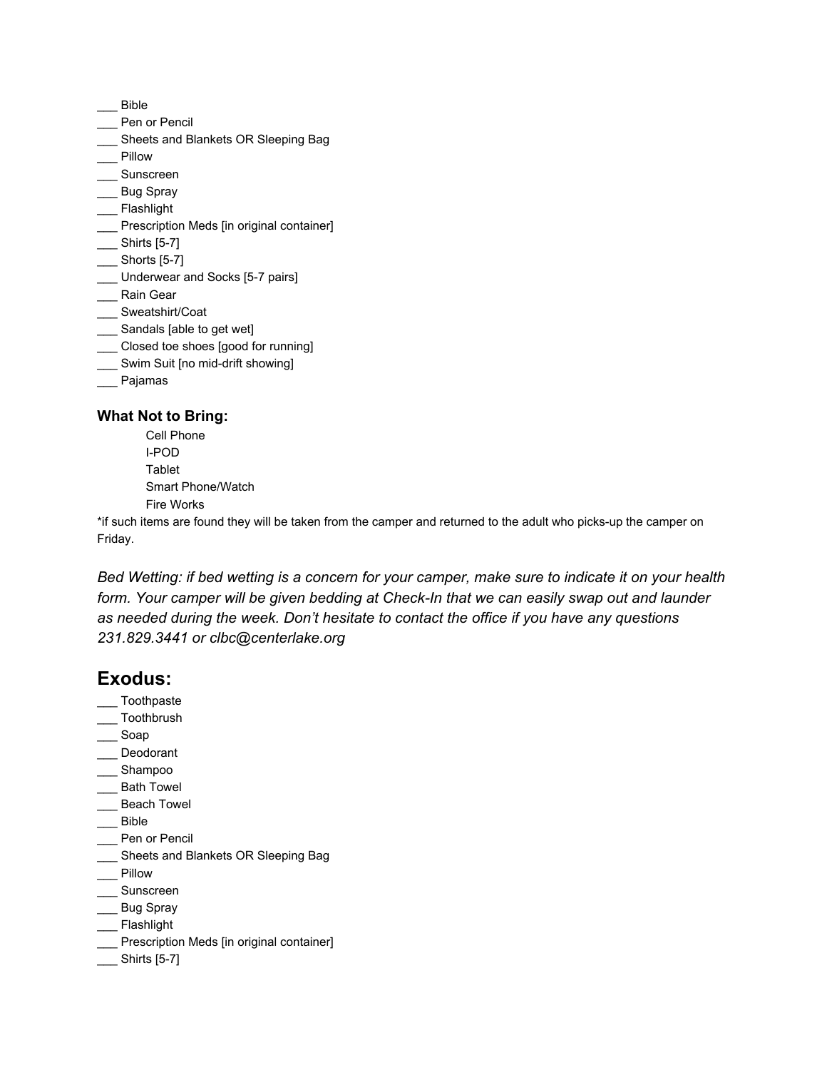___ Bible
___ Pen or Pencil
___ Sheets and Blankets OR Sleeping Bag
___ Pillow
___ Sunscreen
___ Bug Spray
___ Flashlight
___ Prescription Meds [in original container]
___ Shirts [5-7]
___ Shorts [5-7]
___ Underwear and Socks [5-7 pairs]
___ Rain Gear
___ Sweatshirt/Coat
___ Sandals [able to get wet]
___ Closed toe shoes [good for running]
___ Swim Suit [no mid-drift showing]
___ Pajamas

**What Not to Bring:**

Cell Phone
I-POD
Tablet
Smart Phone/Watch
Fire Works

*if such items are found they will be taken from the camper and returned to the adult who picks-up the camper on Friday.

*Bed Wetting: if bed wetting is a concern for your camper, make sure to indicate it on your health form. Your camper will be given bedding at Check-In that we can easily swap out and launder as needed during the week. Don't hesitate to contact the office if you have any questions 231.829.3441 or clbc@centerlake.org*

## Exodus:

___ Toothpaste
___ Toothbrush
___ Soap
___ Deodorant
___ Shampoo
___ Bath Towel
___ Beach Towel
___ Bible
___ Pen or Pencil
___ Sheets and Blankets OR Sleeping Bag
___ Pillow
___ Sunscreen
___ Bug Spray
___ Flashlight
___ Prescription Meds [in original container]
___ Shirts [5-7]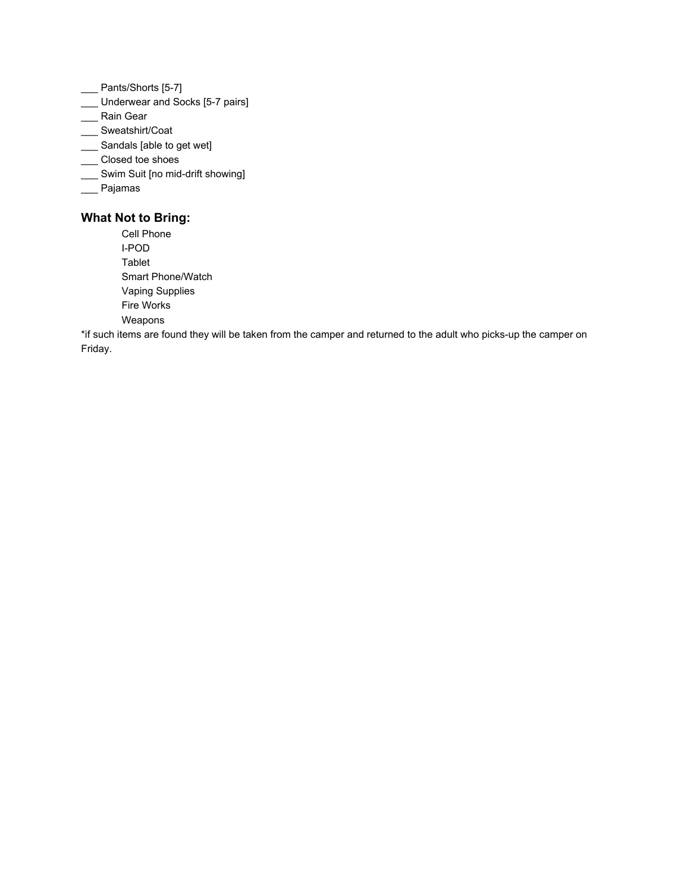___ Pants/Shorts [5-7]
___ Underwear and Socks [5-7 pairs]
___ Rain Gear
___ Sweatshirt/Coat
___ Sandals [able to get wet]
___ Closed toe shoes
___ Swim Suit [no mid-drift showing]
___ Pajamas

### What Not to Bring:

Cell Phone
I-POD
Tablet
Smart Phone/Watch
Vaping Supplies
Fire Works
Weapons

*if such items are found they will be taken from the camper and returned to the adult who picks-up the camper on Friday.